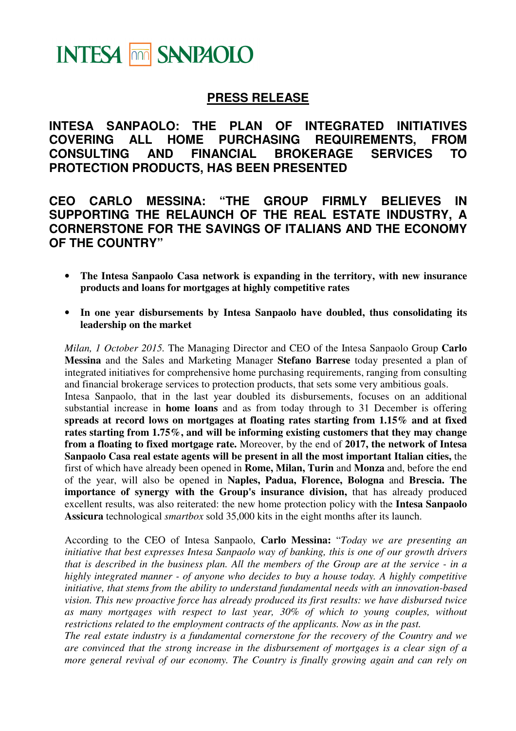INTESA SANPAOLO

## PRESS RELEASE

# INTESA SANPAOLO: THE PLAN OF INTEGRATED INITIATIVES COVERING ALL HOME PURCHASING REQUIREMENTS, FROM CONSULTING AND FINANCIAL BROKERAGE SERVICES TO PROTECTION PRODUCTS, HAS BEEN PRESENTED

## CEO CARLO MESSINA: "THE GROUP FIRMLY BELIEVES IN SUPPORTING THE RELAUNCH OF THE REAL ESTATE INDUSTRY, A CORNERSTONE FOR THE SAVINGS OF ITALIANS AND THE ECONOMY OF THE COUNTRY"

- **The Intesa Sanpaolo Casa network is expanding in the territory, with new insurance products and loans for mortgages at highly competitive rates**
- **In one year disbursements by Intesa Sanpaolo have doubled, thus consolidating its leadership on the market**

*Milan, 1 October 2015.* The Managing Director and CEO of the Intesa Sanpaolo Group **Carlo Messina** and the Sales and Marketing Manager **Stefano Barrese** today presented a plan of integrated initiatives for comprehensive home purchasing requirements, ranging from consulting and financial brokerage services to protection products, that sets some very ambitious goals.
Intesa Sanpaolo, that in the last year doubled its disbursements, focuses on an additional substantial increase in **home loans** and as from today through to 31 December is offering **spreads at record lows on mortgages at floating rates starting from 1.15% and at fixed rates starting from 1.75%, and will be informing existing customers that they may change from a floating to fixed mortgage rate.** Moreover, by the end of **2017, the network of Intesa Sanpaolo Casa real estate agents will be present in all the most important Italian cities,** the first of which have already been opened in **Rome, Milan, Turin** and **Monza** and, before the end of the year, will also be opened in **Naples, Padua, Florence, Bologna** and **Brescia. The importance of synergy with the Group's insurance division,** that has already produced excellent results, was also reiterated: the new home protection policy with the **Intesa Sanpaolo Assicura** technological *smartbox* sold 35,000 kits in the eight months after its launch.

According to the CEO of Intesa Sanpaolo, **Carlo Messina:** "*Today we are presenting an initiative that best expresses Intesa Sanpaolo way of banking, this is one of our growth drivers that is described in the business plan. All the members of the Group are at the service - in a highly integrated manner - of anyone who decides to buy a house today. A highly competitive initiative, that stems from the ability to understand fundamental needs with an innovation-based vision. This new proactive force has already produced its first results: we have disbursed twice as many mortgages with respect to last year, 30% of which to young couples, without restrictions related to the employment contracts of the applicants. Now as in the past.*
*The real estate industry is a fundamental cornerstone for the recovery of the Country and we are convinced that the strong increase in the disbursement of mortgages is a clear sign of a more general revival of our economy. The Country is finally growing again and can rely on*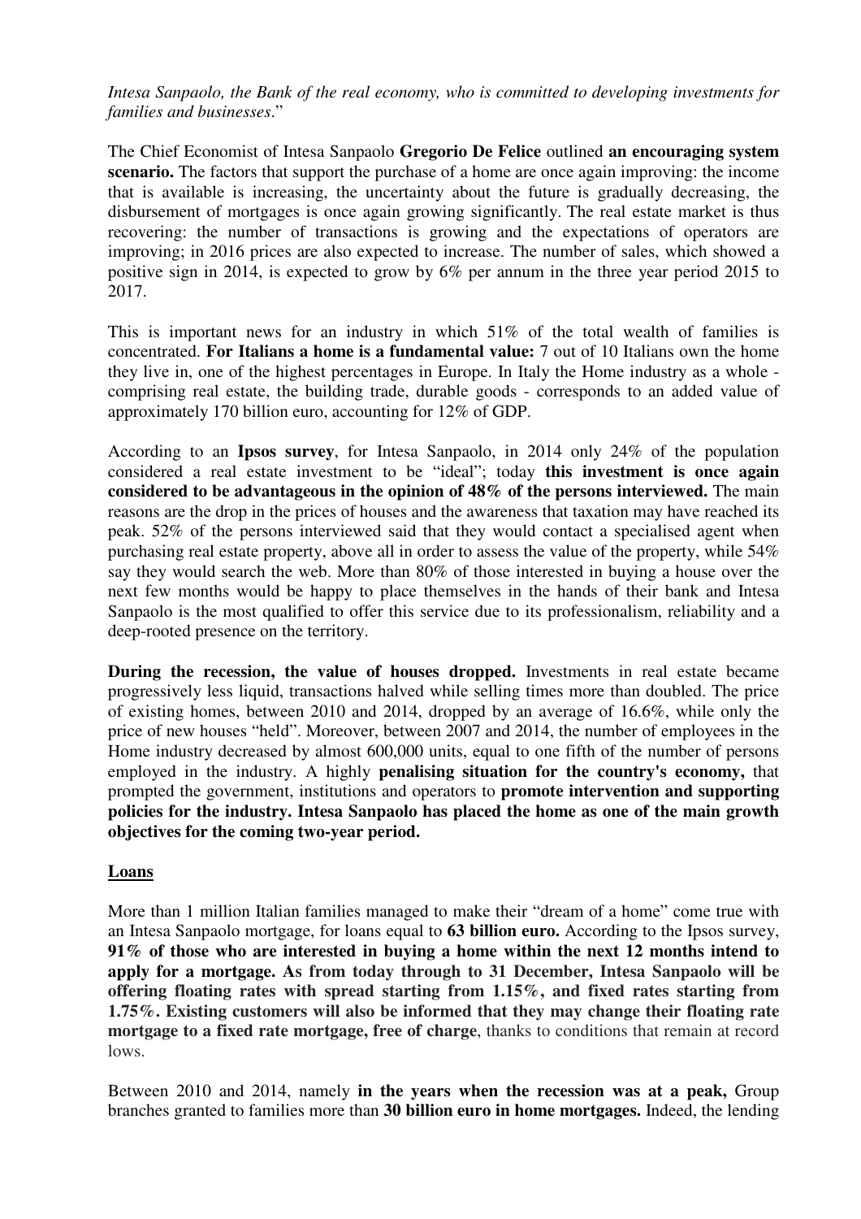*Intesa Sanpaolo, the Bank of the real economy, who is committed to developing investments for families and businesses*."

The Chief Economist of Intesa Sanpaolo **Gregorio De Felice** outlined **an encouraging system scenario.** The factors that support the purchase of a home are once again improving: the income that is available is increasing, the uncertainty about the future is gradually decreasing, the disbursement of mortgages is once again growing significantly. The real estate market is thus recovering: the number of transactions is growing and the expectations of operators are improving; in 2016 prices are also expected to increase. The number of sales, which showed a positive sign in 2014, is expected to grow by 6% per annum in the three year period 2015 to 2017.

This is important news for an industry in which 51% of the total wealth of families is concentrated. **For Italians a home is a fundamental value:** 7 out of 10 Italians own the home they live in, one of the highest percentages in Europe. In Italy the Home industry as a whole - comprising real estate, the building trade, durable goods - corresponds to an added value of approximately 170 billion euro, accounting for 12% of GDP.

According to an **Ipsos survey**, for Intesa Sanpaolo, in 2014 only 24% of the population considered a real estate investment to be "ideal"; today **this investment is once again considered to be advantageous in the opinion of 48% of the persons interviewed.** The main reasons are the drop in the prices of houses and the awareness that taxation may have reached its peak. 52% of the persons interviewed said that they would contact a specialised agent when purchasing real estate property, above all in order to assess the value of the property, while 54% say they would search the web. More than 80% of those interested in buying a house over the next few months would be happy to place themselves in the hands of their bank and Intesa Sanpaolo is the most qualified to offer this service due to its professionalism, reliability and a deep-rooted presence on the territory.

**During the recession, the value of houses dropped.** Investments in real estate became progressively less liquid, transactions halved while selling times more than doubled. The price of existing homes, between 2010 and 2014, dropped by an average of 16.6%, while only the price of new houses "held". Moreover, between 2007 and 2014, the number of employees in the Home industry decreased by almost 600,000 units, equal to one fifth of the number of persons employed in the industry. A highly **penalising situation for the country's economy,** that prompted the government, institutions and operators to **promote intervention and supporting policies for the industry. Intesa Sanpaolo has placed the home as one of the main growth objectives for the coming two-year period.**

## Loans

More than 1 million Italian families managed to make their "dream of a home" come true with an Intesa Sanpaolo mortgage, for loans equal to **63 billion euro.** According to the Ipsos survey, **91% of those who are interested in buying a home within the next 12 months intend to apply for a mortgage. As from today through to 31 December, Intesa Sanpaolo will be offering floating rates with spread starting from 1.15%, and fixed rates starting from 1.75%. Existing customers will also be informed that they may change their floating rate mortgage to a fixed rate mortgage, free of charge**, thanks to conditions that remain at record lows.

Between 2010 and 2014, namely **in the years when the recession was at a peak,** Group branches granted to families more than **30 billion euro in home mortgages.** Indeed, the lending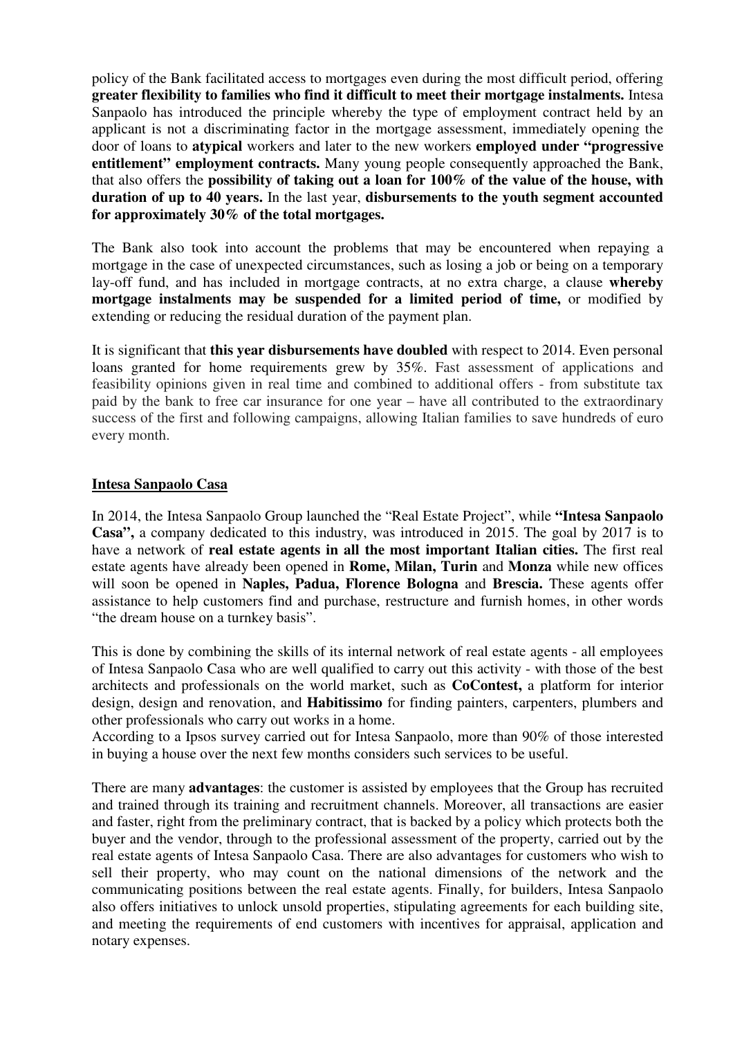policy of the Bank facilitated access to mortgages even during the most difficult period, offering **greater flexibility to families who find it difficult to meet their mortgage instalments.** Intesa Sanpaolo has introduced the principle whereby the type of employment contract held by an applicant is not a discriminating factor in the mortgage assessment, immediately opening the door of loans to **atypical** workers and later to the new workers **employed under "progressive entitlement" employment contracts.** Many young people consequently approached the Bank, that also offers the **possibility of taking out a loan for 100% of the value of the house, with duration of up to 40 years.** In the last year, **disbursements to the youth segment accounted for approximately 30% of the total mortgages.**

The Bank also took into account the problems that may be encountered when repaying a mortgage in the case of unexpected circumstances, such as losing a job or being on a temporary lay-off fund, and has included in mortgage contracts, at no extra charge, a clause **whereby mortgage instalments may be suspended for a limited period of time,** or modified by extending or reducing the residual duration of the payment plan.

It is significant that **this year disbursements have doubled** with respect to 2014. Even personal loans granted for home requirements grew by 35%. Fast assessment of applications and feasibility opinions given in real time and combined to additional offers - from substitute tax paid by the bank to free car insurance for one year – have all contributed to the extraordinary success of the first and following campaigns, allowing Italian families to save hundreds of euro every month.

## Intesa Sanpaolo Casa

In 2014, the Intesa Sanpaolo Group launched the "Real Estate Project", while **"Intesa Sanpaolo Casa",** a company dedicated to this industry, was introduced in 2015. The goal by 2017 is to have a network of **real estate agents in all the most important Italian cities.** The first real estate agents have already been opened in **Rome, Milan, Turin** and **Monza** while new offices will soon be opened in **Naples, Padua, Florence Bologna** and **Brescia.** These agents offer assistance to help customers find and purchase, restructure and furnish homes, in other words "the dream house on a turnkey basis".

This is done by combining the skills of its internal network of real estate agents - all employees of Intesa Sanpaolo Casa who are well qualified to carry out this activity - with those of the best architects and professionals on the world market, such as **CoContest,** a platform for interior design, design and renovation, and **Habitissimo** for finding painters, carpenters, plumbers and other professionals who carry out works in a home.
According to a Ipsos survey carried out for Intesa Sanpaolo, more than 90% of those interested in buying a house over the next few months considers such services to be useful.

There are many **advantages**: the customer is assisted by employees that the Group has recruited and trained through its training and recruitment channels. Moreover, all transactions are easier and faster, right from the preliminary contract, that is backed by a policy which protects both the buyer and the vendor, through to the professional assessment of the property, carried out by the real estate agents of Intesa Sanpaolo Casa. There are also advantages for customers who wish to sell their property, who may count on the national dimensions of the network and the communicating positions between the real estate agents. Finally, for builders, Intesa Sanpaolo also offers initiatives to unlock unsold properties, stipulating agreements for each building site, and meeting the requirements of end customers with incentives for appraisal, application and notary expenses.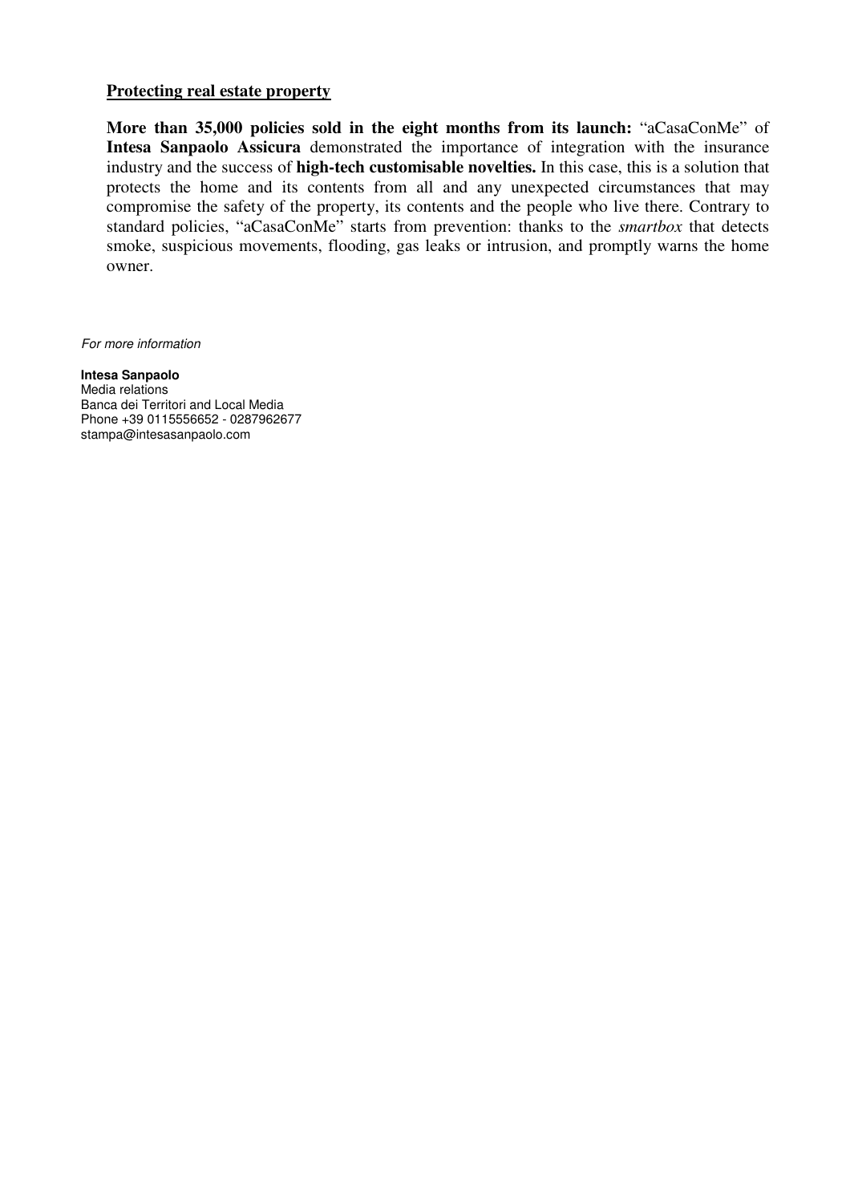**<u>Protecting real estate property</u>**

**More than 35,000 policies sold in the eight months from its launch:** "aCasaConMe" of **Intesa Sanpaolo Assicura** demonstrated the importance of integration with the insurance industry and the success of **high-tech customisable novelties.** In this case, this is a solution that protects the home and its contents from all and any unexpected circumstances that may compromise the safety of the property, its contents and the people who live there. Contrary to standard policies, "aCasaConMe" starts from prevention: thanks to the *smartbox* that detects smoke, suspicious movements, flooding, gas leaks or intrusion, and promptly warns the home owner.

*For more information*

**Intesa Sanpaolo**
Media relations
Banca dei Territori and Local Media
Phone +39 0115556652 - 0287962677
stampa@intesasanpaolo.com